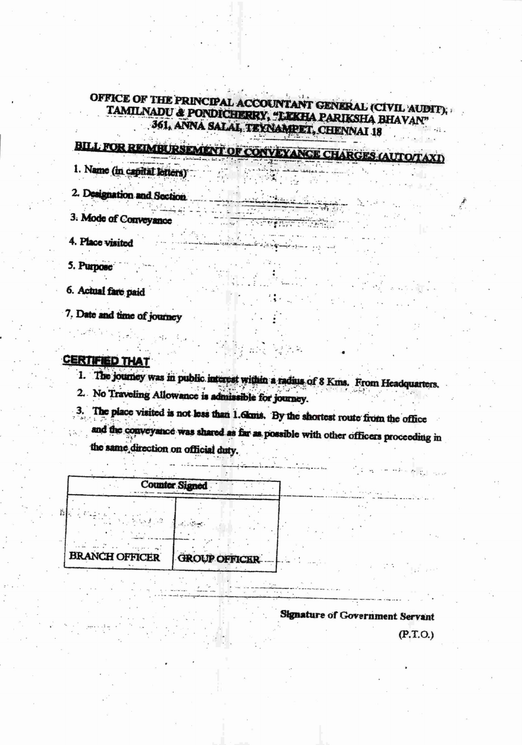**OFFICE OF THE PRINCIPAL ACCOUNTANT GENERAL (CIVIL AUDIT), TAMILNADU & PONDICHERRY, "LEKHA PARIKSHA BHAVAN" 361, ANNA SALAI, TEYNAMPET, CHENNAI 18**

**BILL FOR REIMBURSEMENT OF CONVEYANCE CHARGES (AUTO/TAXI)**

1. Name (in capital letters)
2. Designation and Section
3. Mode of Conveyance
4. Place visited
5. Purpose :
6. Actual fare paid :
7. Date and time of journey :

**CERTIFIED THAT**

1. The journey was in public interest within a radius of 8 Kms. From Headquarters.
2. No Traveling Allowance is admissible for journey.
3. The place visited is not less than 1.6kms. By the shortest route from the office and the conveyance was shared as far as possible with other officers proceeding in the same direction on official duty.

| Counter Signed | |
|---|---|
| | |
| BRANCH OFFICER | GROUP OFFICER |

**Signature of Government Servant**

(P.T.O.)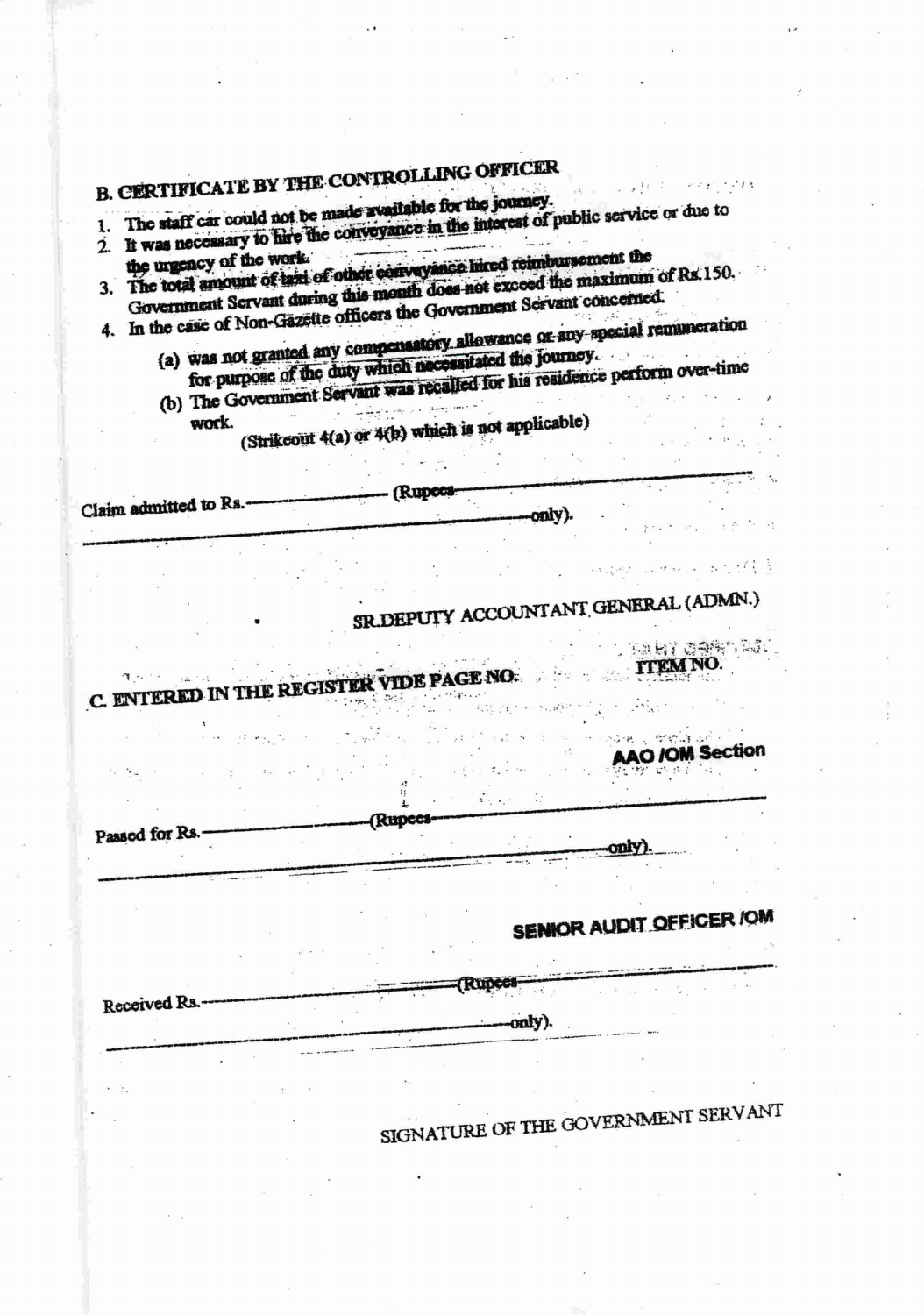## B. CERTIFICATE BY THE CONTROLLING OFFICER

1. The staff car could not be made available for the journey.
2. It was necessary to hire the conveyance in the interest of public service or due to the urgency of the work.
3. The total amount of taxi of other conveyance hired reimbursement the Government Servant during this month does not exceed the maximum of Rs.150.
4. In the case of Non-Gazette officers the Government Servant concerned.
   - (a) was not granted any compensatory allowance or any special remuneration for purpose of the duty which necessitated the journey.
   - (b) The Government Servant was recalled for his residence perform over-time work.

   (Strikeout 4(a) or 4(b) which is not applicable)

Claim admitted to Rs.————————— (Rupees———————————————————— ———————————————————————————only).

SR.DEPUTY ACCOUNTANT GENERAL (ADMN.)

## C. ENTERED IN THE REGISTER VIDE PAGE NO. ITEM NO.

**AAO /OM Section**

Passed for Rs.—————————(Rupees———————————————————— ———————————————————————————only).

**SENIOR AUDIT OFFICER /OM**

Received Rs.———————————————(Rupees—————————————————— ———————————————————————————only).

SIGNATURE OF THE GOVERNMENT SERVANT